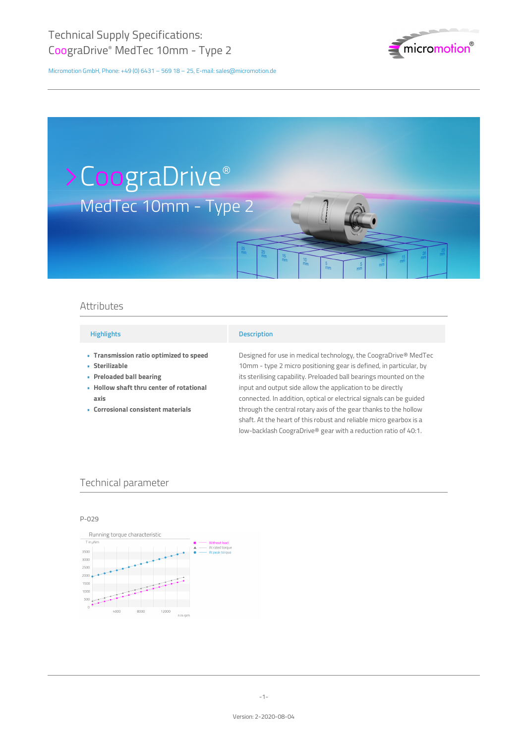# Technical Supply Specifications: CoograDrive® MedTec 10mm - Type 2

Micromotion GmbH, Phone: +49 (0) 6431 – 569 18 – 25, E-mail: sales@micromotion.de

# CoograDrive®

## MedTec 10mm - Type 2

## Attributes

| Highlights | Description |
|---|---|
| - **Transmission ratio optimized to speed**<br>- **Sterilizable**<br>- **Preloaded ball bearing**<br>- **Hollow shaft thru center of rotational axis**<br>- **Corrosional consistent materials** | Designed for use in medical technology, the CoograDrive® MedTec 10mm - type 2 micro positioning gear is defined, in particular, by its sterilising capability. Preloaded ball bearings mounted on the input and output side allow the application to be directly connected. In addition, optical or electrical signals can be guided through the central rotary axis of the gear thanks to the hollow shaft. At the heart of this robust and reliable micro gearbox is a low-backlash CoograDrive® gear with a reduction ratio of 40:1. |

## Technical parameter

P-029

Running torque characteristic

T in µNm

n in rpm

- Without load
- At rated torque
- At peak torque

Version: 2-2020-08-04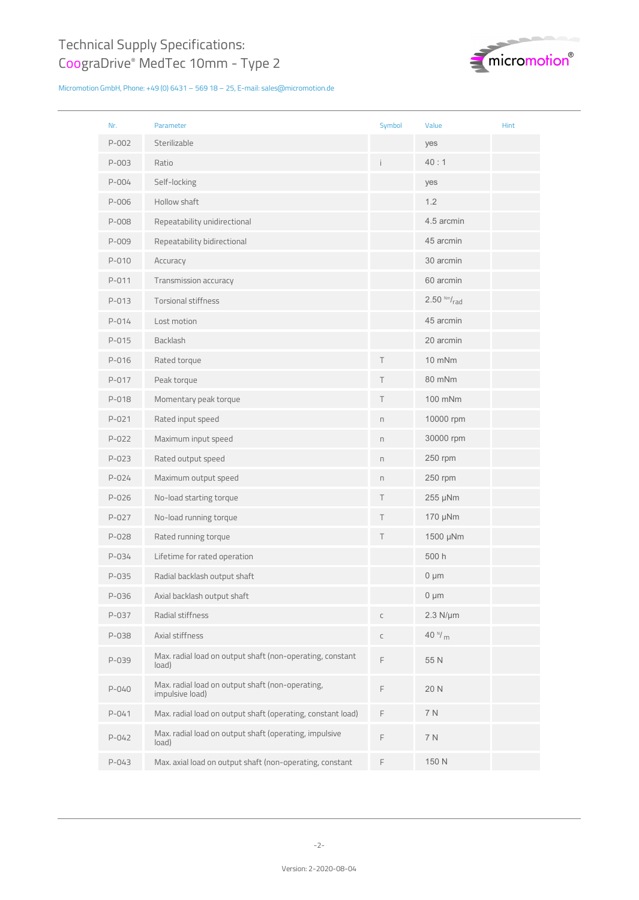# Technical Supply Specifications: CoograDrive® MedTec 10mm - Type 2

Micromotion GmbH, Phone: +49 (0) 6431 – 569 18 – 25, E-mail: sales@micromotion.de

| Nr. | Parameter | Symbol | Value | Hint |
|---|---|---|---|---|
| P-002 | Sterilizable | | yes | |
| P-003 | Ratio | i | 40 : 1 | |
| P-004 | Self-locking | | yes | |
| P-006 | Hollow shaft | | 1.2 | |
| P-008 | Repeatability unidirectional | | 4.5 arcmin | |
| P-009 | Repeatability bidirectional | | 45 arcmin | |
| P-010 | Accuracy | | 30 arcmin | |
| P-011 | Transmission accuracy | | 60 arcmin | |
| P-013 | Torsional stiffness | | 2.50 Nm/rad | |
| P-014 | Lost motion | | 45 arcmin | |
| P-015 | Backlash | | 20 arcmin | |
| P-016 | Rated torque | T | 10 mNm | |
| P-017 | Peak torque | T | 80 mNm | |
| P-018 | Momentary peak torque | T | 100 mNm | |
| P-021 | Rated input speed | n | 10000 rpm | |
| P-022 | Maximum input speed | n | 30000 rpm | |
| P-023 | Rated output speed | n | 250 rpm | |
| P-024 | Maximum output speed | n | 250 rpm | |
| P-026 | No-load starting torque | T | 255 µNm | |
| P-027 | No-load running torque | T | 170 µNm | |
| P-028 | Rated running torque | T | 1500 µNm | |
| P-034 | Lifetime for rated operation | | 500 h | |
| P-035 | Radial backlash output shaft | | 0 µm | |
| P-036 | Axial backlash output shaft | | 0 µm | |
| P-037 | Radial stiffness | c | 2.3 N/µm | |
| P-038 | Axial stiffness | c | 40 N/m | |
| P-039 | Max. radial load on output shaft (non-operating, constant load) | F | 55 N | |
| P-040 | Max. radial load on output shaft (non-operating, impulsive load) | F | 20 N | |
| P-041 | Max. radial load on output shaft (operating, constant load) | F | 7 N | |
| P-042 | Max. radial load on output shaft (operating, impulsive load) | F | 7 N | |
| P-043 | Max. axial load on output shaft (non-operating, constant | F | 150 N | |

Version: 2-2020-08-04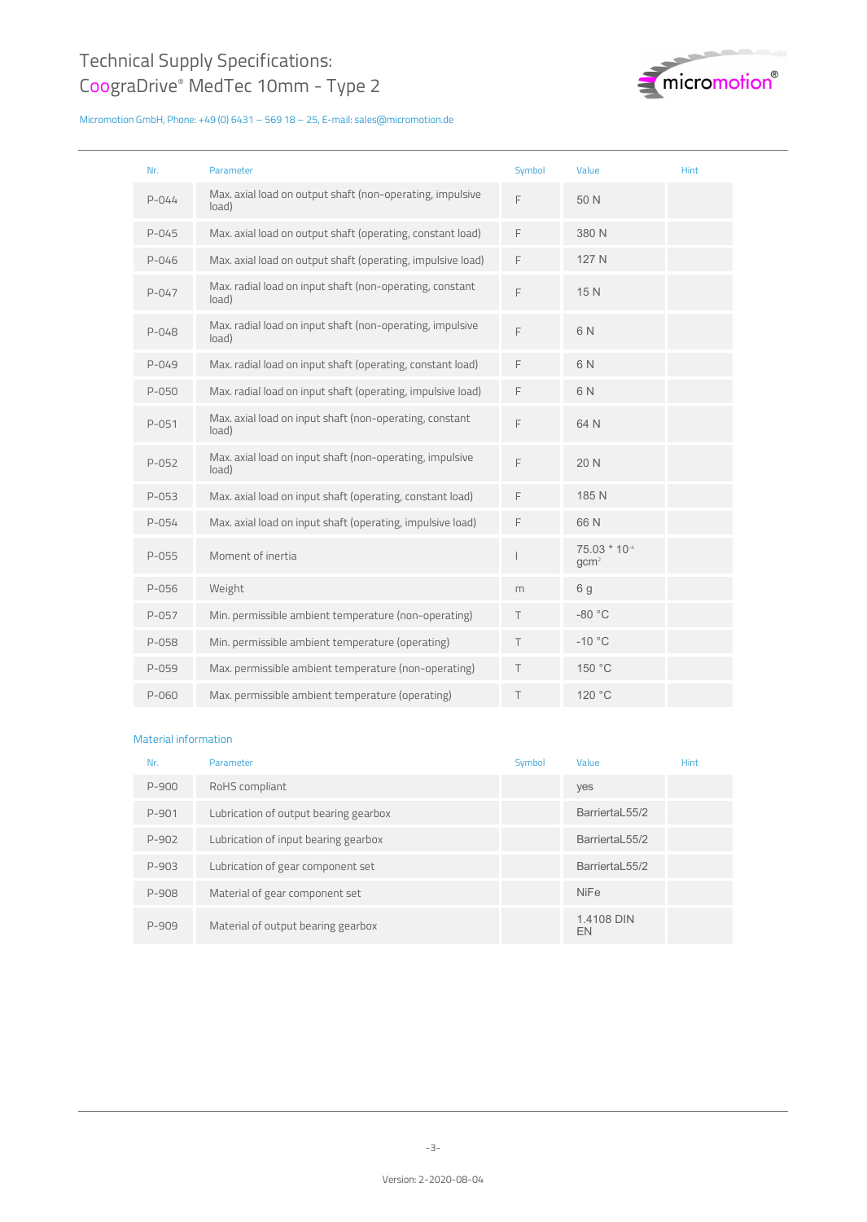| Nr. | Parameter | Symbol | Value | Hint |
|---|---|---|---|---|
| P-044 | Max. axial load on output shaft (non-operating, impulsive load) | F | 50 N | |
| P-045 | Max. axial load on output shaft (operating, constant load) | F | 380 N | |
| P-046 | Max. axial load on output shaft (operating, impulsive load) | F | 127 N | |
| P-047 | Max. radial load on input shaft (non-operating, constant load) | F | 15 N | |
| P-048 | Max. radial load on input shaft (non-operating, impulsive load) | F | 6 N | |
| P-049 | Max. radial load on input shaft (operating, constant load) | F | 6 N | |
| P-050 | Max. radial load on input shaft (operating, impulsive load) | F | 6 N | |
| P-051 | Max. axial load on input shaft (non-operating, constant load) | F | 64 N | |
| P-052 | Max. axial load on input shaft (non-operating, impulsive load) | F | 20 N | |
| P-053 | Max. axial load on input shaft (operating, constant load) | F | 185 N | |
| P-054 | Max. axial load on input shaft (operating, impulsive load) | F | 66 N | |
| P-055 | Moment of inertia | I | $75.03 * 10^{-4}$ $gcm^2$ | |
| P-056 | Weight | m | 6 g | |
| P-057 | Min. permissible ambient temperature (non-operating) | T | -80 °C | |
| P-058 | Min. permissible ambient temperature (operating) | T | -10 °C | |
| P-059 | Max. permissible ambient temperature (non-operating) | T | 150 °C | |
| P-060 | Max. permissible ambient temperature (operating) | T | 120 °C | |

## Material information

| Nr. | Parameter | Symbol | Value | Hint |
|---|---|---|---|---|
| P-900 | RoHS compliant | | yes | |
| P-901 | Lubrication of output bearing gearbox | | BarriertaL55/2 | |
| P-902 | Lubrication of input bearing gearbox | | BarriertaL55/2 | |
| P-903 | Lubrication of gear component set | | BarriertaL55/2 | |
| P-908 | Material of gear component set | | NiFe | |
| P-909 | Material of output bearing gearbox | | 1.4108 DIN EN | |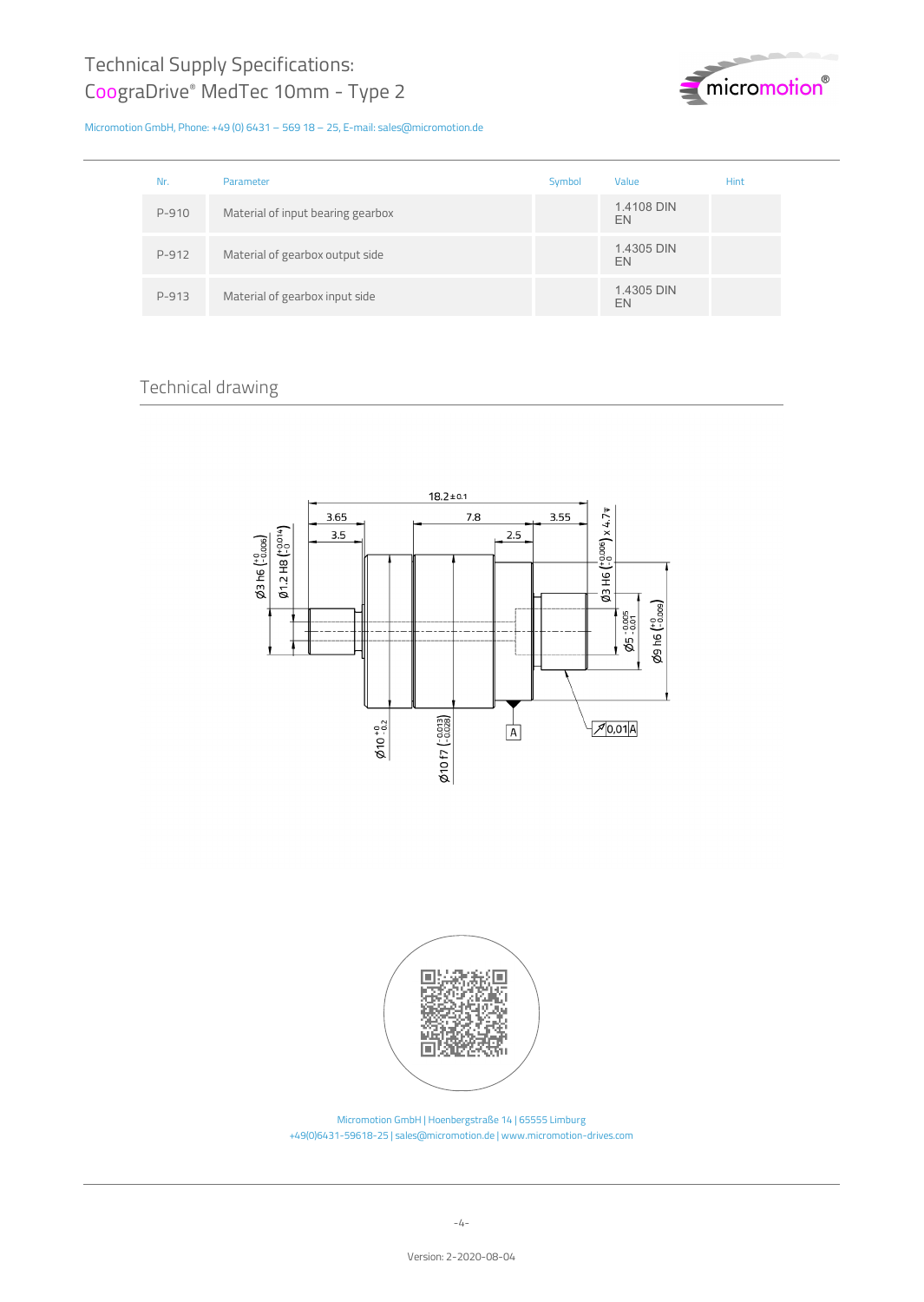| Nr. | Parameter | Symbol | Value | Hint |
|---|---|---|---|---|
| P-910 | Material of input bearing gearbox | | 1.4108 DIN EN | |
| P-912 | Material of gearbox output side | | 1.4305 DIN EN | |
| P-913 | Material of gearbox input side | | 1.4305 DIN EN | |

## Technical drawing

18.2 ±0.1

3.65

3.5

7.8

2.5

3.55

Ø3 h6 (+0 / -0.006)

Ø1.2 H8 (+0.014 / -0)

Ø3 H6 (+0.006 / -0) x 4.7

Ø5 -0.005 / -0.01

Ø9 h6 (+0 / -0.009)

Ø10 +0 / -0.2

Ø10 f7 (-0.013 / -0.028)

A

0,01 A

Micromotion GmbH | Hoenbergstraße 14 | 65555 Limburg
+49(0)6431-59618-25 | sales@micromotion.de | www.micromotion-drives.com